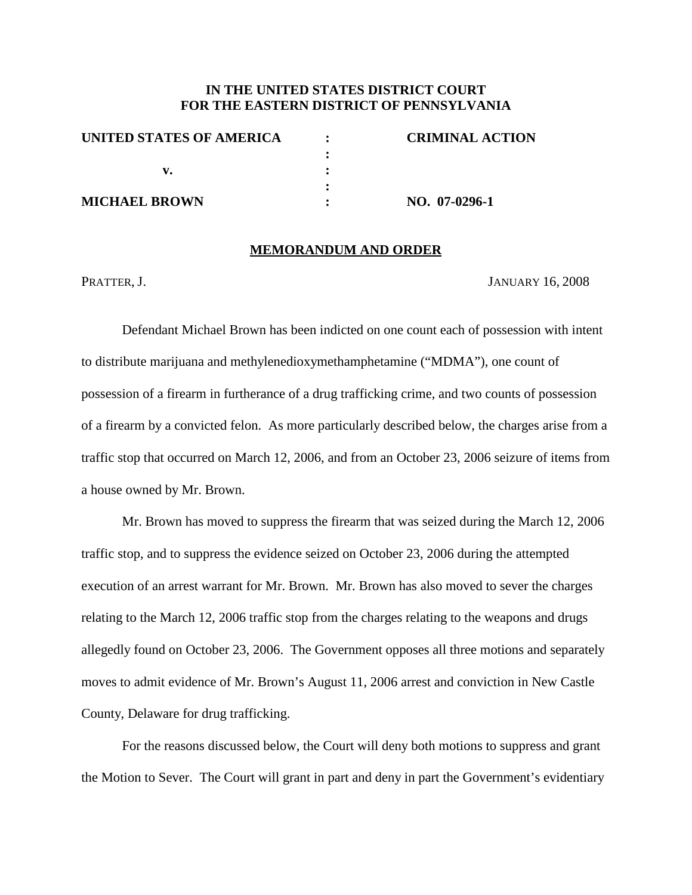**IN THE UNITED STATES DISTRICT COURT**
**FOR THE EASTERN DISTRICT OF PENNSYLVANIA**

| | | |
|---|---|---|
| **UNITED STATES OF AMERICA** | **:** | **CRIMINAL ACTION** |
| | **:** | |
| **v.** | **:** | |
| | **:** | |
| **MICHAEL BROWN** | **:** | **NO. 07-0296-1** |

## MEMORANDUM AND ORDER

PRATTER, J. JANUARY 16, 2008

Defendant Michael Brown has been indicted on one count each of possession with intent to distribute marijuana and methylenedioxymethamphetamine ("MDMA"), one count of possession of a firearm in furtherance of a drug trafficking crime, and two counts of possession of a firearm by a convicted felon. As more particularly described below, the charges arise from a traffic stop that occurred on March 12, 2006, and from an October 23, 2006 seizure of items from a house owned by Mr. Brown.

Mr. Brown has moved to suppress the firearm that was seized during the March 12, 2006 traffic stop, and to suppress the evidence seized on October 23, 2006 during the attempted execution of an arrest warrant for Mr. Brown. Mr. Brown has also moved to sever the charges relating to the March 12, 2006 traffic stop from the charges relating to the weapons and drugs allegedly found on October 23, 2006. The Government opposes all three motions and separately moves to admit evidence of Mr. Brown's August 11, 2006 arrest and conviction in New Castle County, Delaware for drug trafficking.

For the reasons discussed below, the Court will deny both motions to suppress and grant the Motion to Sever. The Court will grant in part and deny in part the Government's evidentiary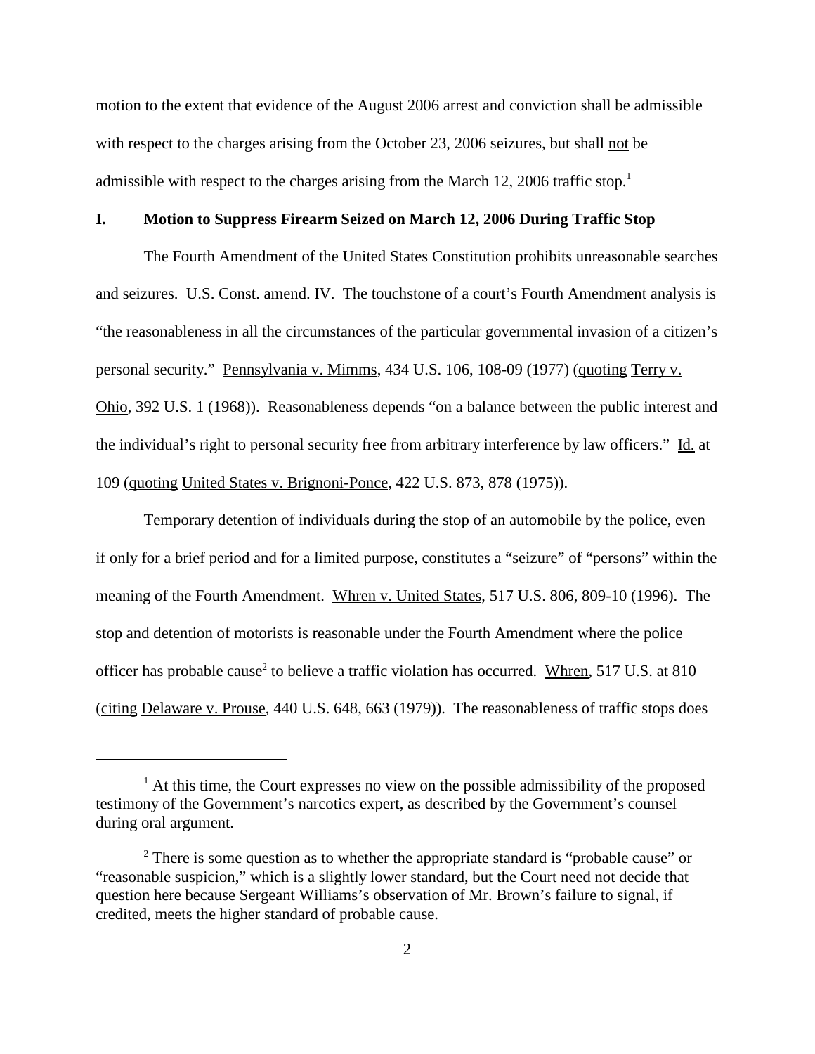motion to the extent that evidence of the August 2006 arrest and conviction shall be admissible with respect to the charges arising from the October 23, 2006 seizures, but shall not be admissible with respect to the charges arising from the March 12, 2006 traffic stop.[1]

## I. Motion to Suppress Firearm Seized on March 12, 2006 During Traffic Stop

The Fourth Amendment of the United States Constitution prohibits unreasonable searches and seizures. U.S. Const. amend. IV. The touchstone of a court's Fourth Amendment analysis is "the reasonableness in all the circumstances of the particular governmental invasion of a citizen's personal security." Pennsylvania v. Mimms, 434 U.S. 106, 108-09 (1977) (quoting Terry v. Ohio, 392 U.S. 1 (1968)). Reasonableness depends "on a balance between the public interest and the individual's right to personal security free from arbitrary interference by law officers." Id. at 109 (quoting United States v. Brignoni-Ponce, 422 U.S. 873, 878 (1975)).

Temporary detention of individuals during the stop of an automobile by the police, even if only for a brief period and for a limited purpose, constitutes a "seizure" of "persons" within the meaning of the Fourth Amendment. Whren v. United States, 517 U.S. 806, 809-10 (1996). The stop and detention of motorists is reasonable under the Fourth Amendment where the police officer has probable cause[2] to believe a traffic violation has occurred. Whren, 517 U.S. at 810 (citing Delaware v. Prouse, 440 U.S. 648, 663 (1979)). The reasonableness of traffic stops does

---

[1] At this time, the Court expresses no view on the possible admissibility of the proposed testimony of the Government's narcotics expert, as described by the Government's counsel during oral argument.

[2] There is some question as to whether the appropriate standard is "probable cause" or "reasonable suspicion," which is a slightly lower standard, but the Court need not decide that question here because Sergeant Williams's observation of Mr. Brown's failure to signal, if credited, meets the higher standard of probable cause.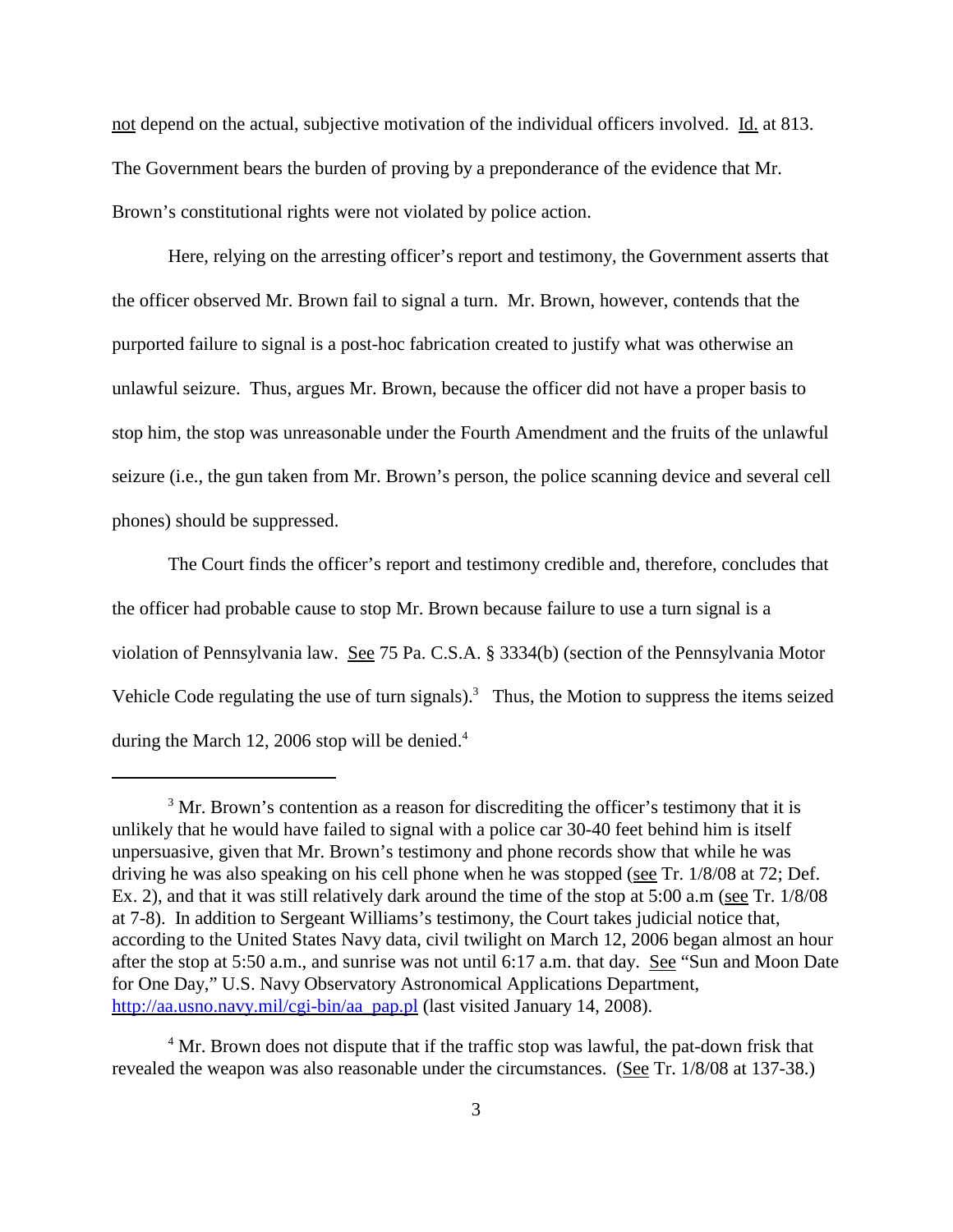not depend on the actual, subjective motivation of the individual officers involved. Id. at 813. The Government bears the burden of proving by a preponderance of the evidence that Mr. Brown's constitutional rights were not violated by police action.

Here, relying on the arresting officer's report and testimony, the Government asserts that the officer observed Mr. Brown fail to signal a turn. Mr. Brown, however, contends that the purported failure to signal is a post-hoc fabrication created to justify what was otherwise an unlawful seizure. Thus, argues Mr. Brown, because the officer did not have a proper basis to stop him, the stop was unreasonable under the Fourth Amendment and the fruits of the unlawful seizure (i.e., the gun taken from Mr. Brown's person, the police scanning device and several cell phones) should be suppressed.

The Court finds the officer's report and testimony credible and, therefore, concludes that the officer had probable cause to stop Mr. Brown because failure to use a turn signal is a violation of Pennsylvania law. See 75 Pa. C.S.A. § 3334(b) (section of the Pennsylvania Motor Vehicle Code regulating the use of turn signals).[3] Thus, the Motion to suppress the items seized during the March 12, 2006 stop will be denied.[4]

---

[3] Mr. Brown's contention as a reason for discrediting the officer's testimony that it is unlikely that he would have failed to signal with a police car 30-40 feet behind him is itself unpersuasive, given that Mr. Brown's testimony and phone records show that while he was driving he was also speaking on his cell phone when he was stopped (see Tr. 1/8/08 at 72; Def. Ex. 2), and that it was still relatively dark around the time of the stop at 5:00 a.m (see Tr. 1/8/08 at 7-8). In addition to Sergeant Williams's testimony, the Court takes judicial notice that, according to the United States Navy data, civil twilight on March 12, 2006 began almost an hour after the stop at 5:50 a.m., and sunrise was not until 6:17 a.m. that day. See "Sun and Moon Date for One Day," U.S. Navy Observatory Astronomical Applications Department, http://aa.usno.navy.mil/cgi-bin/aa_pap.pl (last visited January 14, 2008).

[4] Mr. Brown does not dispute that if the traffic stop was lawful, the pat-down frisk that revealed the weapon was also reasonable under the circumstances. (See Tr. 1/8/08 at 137-38.)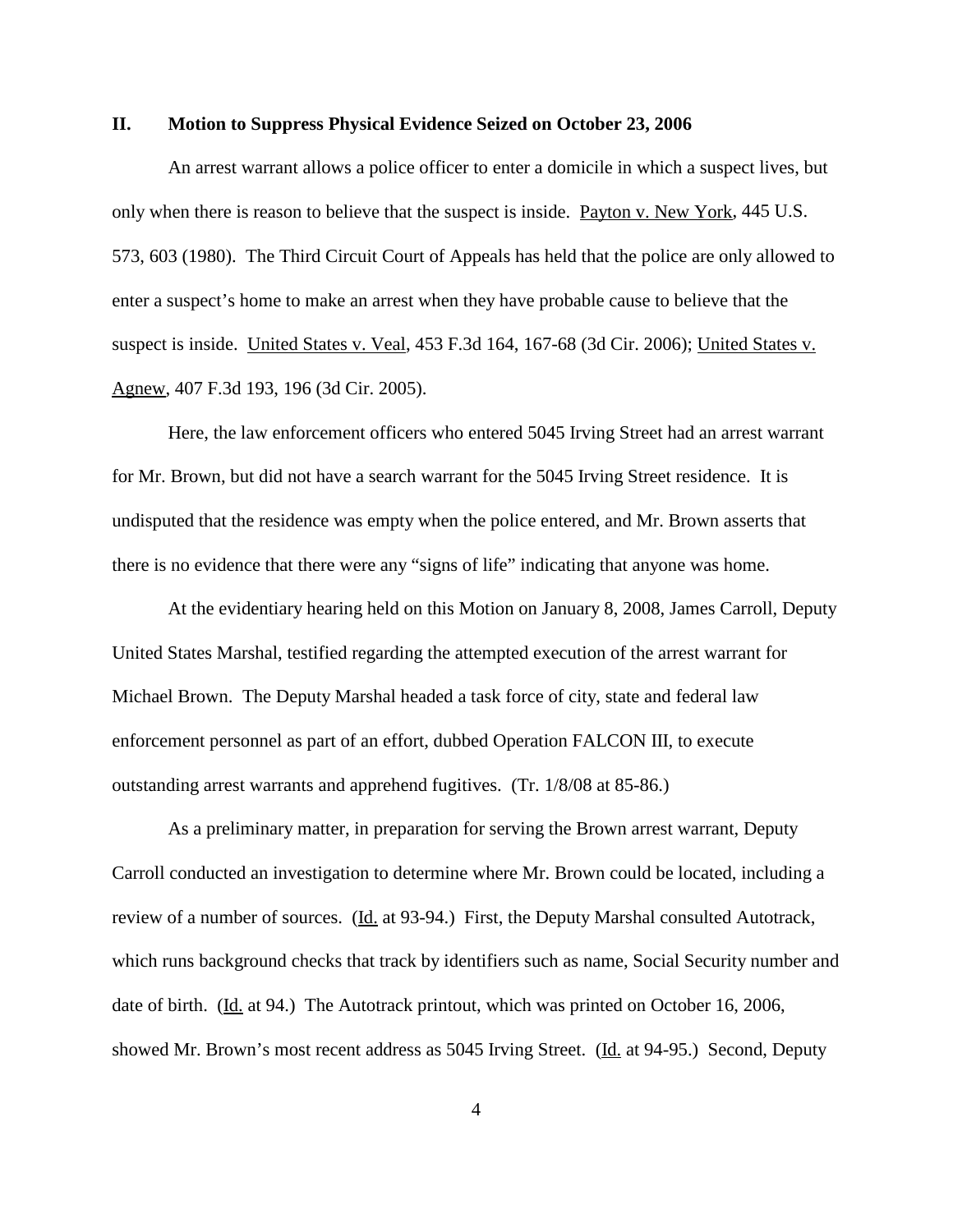## II. Motion to Suppress Physical Evidence Seized on October 23, 2006

An arrest warrant allows a police officer to enter a domicile in which a suspect lives, but only when there is reason to believe that the suspect is inside. Payton v. New York, 445 U.S. 573, 603 (1980). The Third Circuit Court of Appeals has held that the police are only allowed to enter a suspect's home to make an arrest when they have probable cause to believe that the suspect is inside. United States v. Veal, 453 F.3d 164, 167-68 (3d Cir. 2006); United States v. Agnew, 407 F.3d 193, 196 (3d Cir. 2005).

Here, the law enforcement officers who entered 5045 Irving Street had an arrest warrant for Mr. Brown, but did not have a search warrant for the 5045 Irving Street residence. It is undisputed that the residence was empty when the police entered, and Mr. Brown asserts that there is no evidence that there were any "signs of life" indicating that anyone was home.

At the evidentiary hearing held on this Motion on January 8, 2008, James Carroll, Deputy United States Marshal, testified regarding the attempted execution of the arrest warrant for Michael Brown. The Deputy Marshal headed a task force of city, state and federal law enforcement personnel as part of an effort, dubbed Operation FALCON III, to execute outstanding arrest warrants and apprehend fugitives. (Tr. 1/8/08 at 85-86.)

As a preliminary matter, in preparation for serving the Brown arrest warrant, Deputy Carroll conducted an investigation to determine where Mr. Brown could be located, including a review of a number of sources. (Id. at 93-94.) First, the Deputy Marshal consulted Autotrack, which runs background checks that track by identifiers such as name, Social Security number and date of birth. (Id. at 94.) The Autotrack printout, which was printed on October 16, 2006, showed Mr. Brown's most recent address as 5045 Irving Street. (Id. at 94-95.) Second, Deputy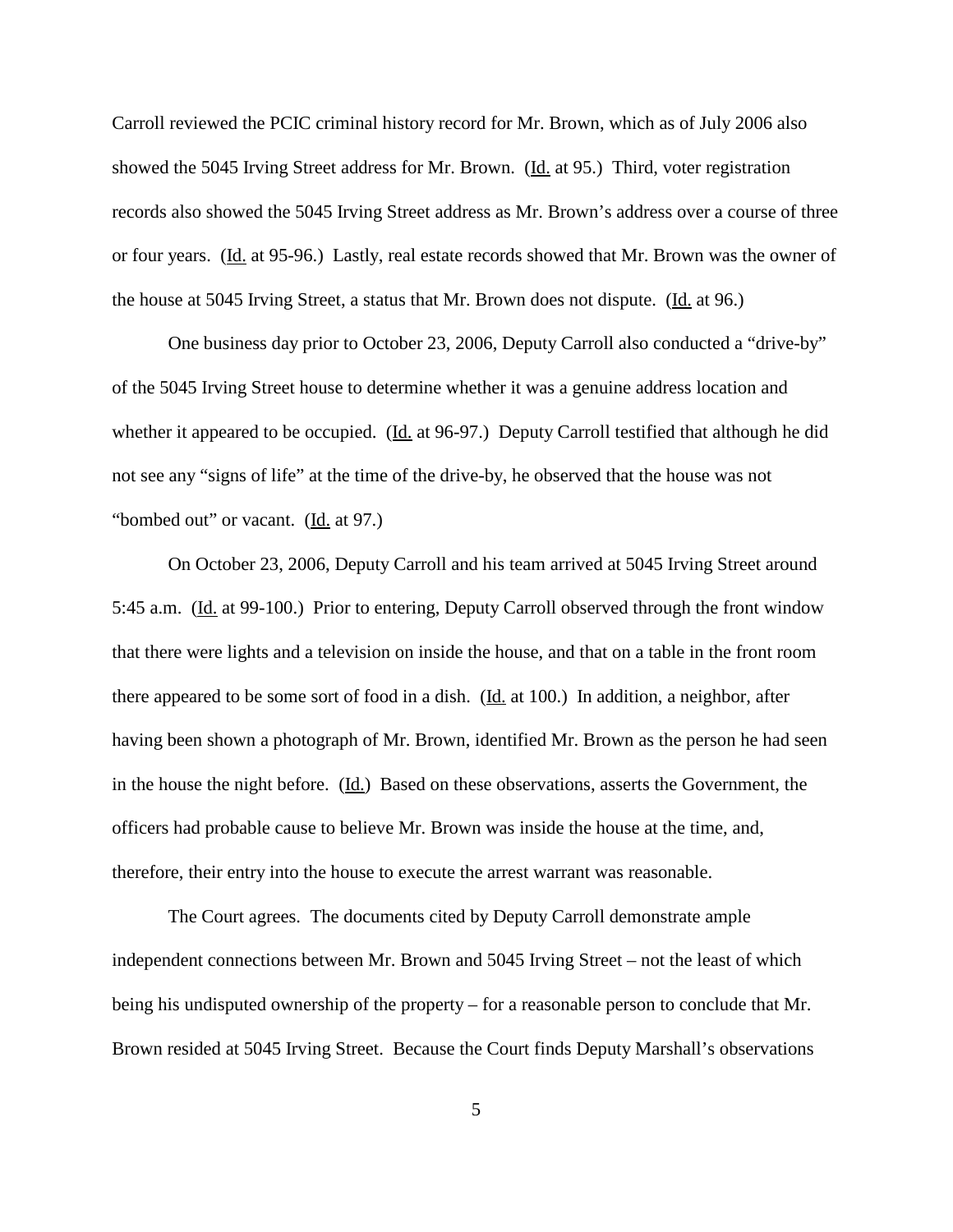Carroll reviewed the PCIC criminal history record for Mr. Brown, which as of July 2006 also showed the 5045 Irving Street address for Mr. Brown. (Id. at 95.) Third, voter registration records also showed the 5045 Irving Street address as Mr. Brown's address over a course of three or four years. (Id. at 95-96.) Lastly, real estate records showed that Mr. Brown was the owner of the house at 5045 Irving Street, a status that Mr. Brown does not dispute. (Id. at 96.)

One business day prior to October 23, 2006, Deputy Carroll also conducted a "drive-by" of the 5045 Irving Street house to determine whether it was a genuine address location and whether it appeared to be occupied. (Id. at 96-97.) Deputy Carroll testified that although he did not see any "signs of life" at the time of the drive-by, he observed that the house was not "bombed out" or vacant. (Id. at 97.)

On October 23, 2006, Deputy Carroll and his team arrived at 5045 Irving Street around 5:45 a.m. (Id. at 99-100.) Prior to entering, Deputy Carroll observed through the front window that there were lights and a television on inside the house, and that on a table in the front room there appeared to be some sort of food in a dish. (Id. at 100.) In addition, a neighbor, after having been shown a photograph of Mr. Brown, identified Mr. Brown as the person he had seen in the house the night before. (Id.) Based on these observations, asserts the Government, the officers had probable cause to believe Mr. Brown was inside the house at the time, and, therefore, their entry into the house to execute the arrest warrant was reasonable.

The Court agrees. The documents cited by Deputy Carroll demonstrate ample independent connections between Mr. Brown and 5045 Irving Street – not the least of which being his undisputed ownership of the property – for a reasonable person to conclude that Mr. Brown resided at 5045 Irving Street. Because the Court finds Deputy Marshall's observations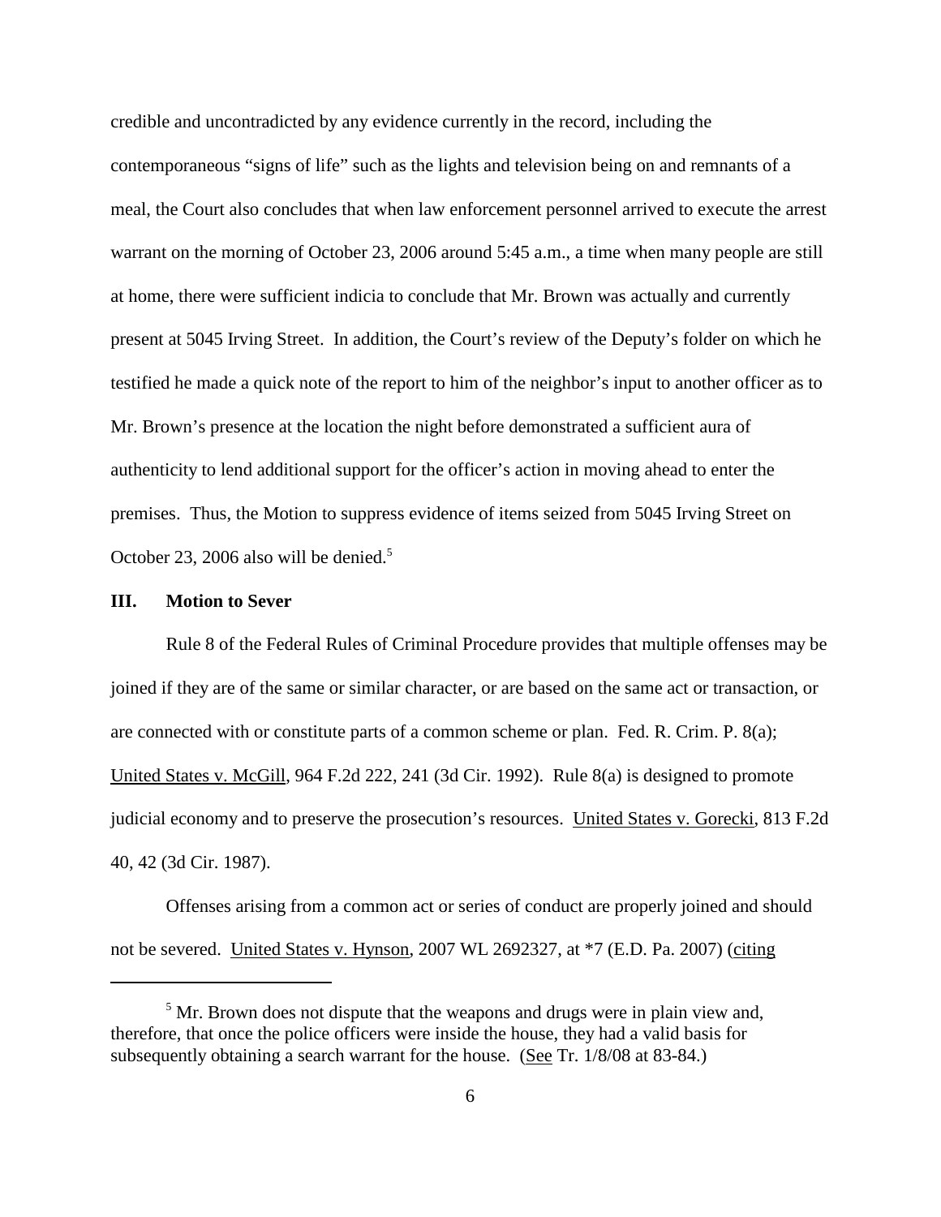credible and uncontradicted by any evidence currently in the record, including the contemporaneous "signs of life" such as the lights and television being on and remnants of a meal, the Court also concludes that when law enforcement personnel arrived to execute the arrest warrant on the morning of October 23, 2006 around 5:45 a.m., a time when many people are still at home, there were sufficient indicia to conclude that Mr. Brown was actually and currently present at 5045 Irving Street. In addition, the Court's review of the Deputy's folder on which he testified he made a quick note of the report to him of the neighbor's input to another officer as to Mr. Brown's presence at the location the night before demonstrated a sufficient aura of authenticity to lend additional support for the officer's action in moving ahead to enter the premises. Thus, the Motion to suppress evidence of items seized from 5045 Irving Street on October 23, 2006 also will be denied.[5]

### III. Motion to Sever

Rule 8 of the Federal Rules of Criminal Procedure provides that multiple offenses may be joined if they are of the same or similar character, or are based on the same act or transaction, or are connected with or constitute parts of a common scheme or plan. Fed. R. Crim. P. 8(a); United States v. McGill, 964 F.2d 222, 241 (3d Cir. 1992). Rule 8(a) is designed to promote judicial economy and to preserve the prosecution's resources. United States v. Gorecki, 813 F.2d 40, 42 (3d Cir. 1987).

Offenses arising from a common act or series of conduct are properly joined and should not be severed. United States v. Hynson, 2007 WL 2692327, at *7 (E.D. Pa. 2007) (citing

[5] Mr. Brown does not dispute that the weapons and drugs were in plain view and, therefore, that once the police officers were inside the house, they had a valid basis for subsequently obtaining a search warrant for the house. (See Tr. 1/8/08 at 83-84.)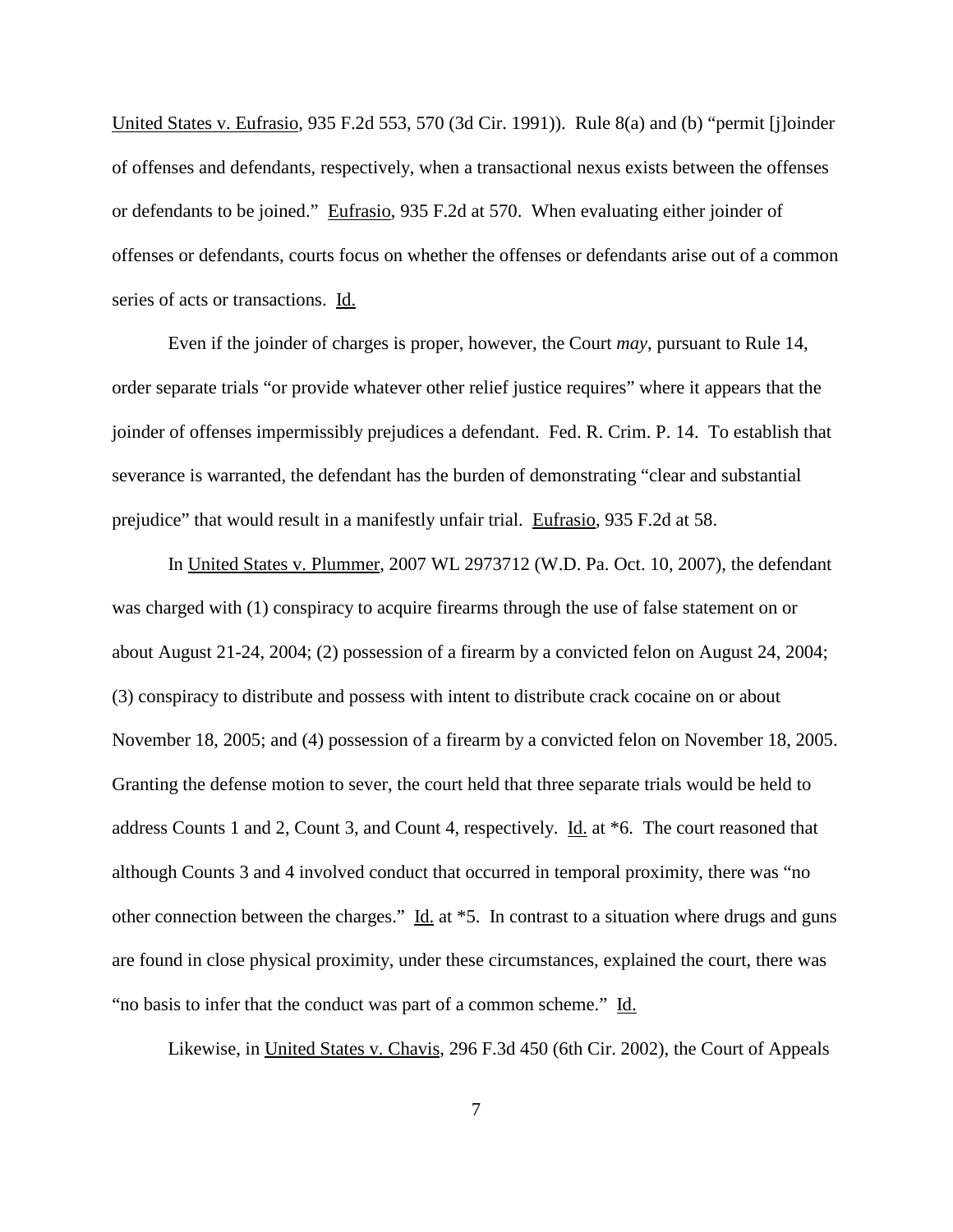United States v. Eufrasio, 935 F.2d 553, 570 (3d Cir. 1991)). Rule 8(a) and (b) "permit [j]oinder of offenses and defendants, respectively, when a transactional nexus exists between the offenses or defendants to be joined." Eufrasio, 935 F.2d at 570. When evaluating either joinder of offenses or defendants, courts focus on whether the offenses or defendants arise out of a common series of acts or transactions. Id.

Even if the joinder of charges is proper, however, the Court *may*, pursuant to Rule 14, order separate trials "or provide whatever other relief justice requires" where it appears that the joinder of offenses impermissibly prejudices a defendant. Fed. R. Crim. P. 14. To establish that severance is warranted, the defendant has the burden of demonstrating "clear and substantial prejudice" that would result in a manifestly unfair trial. Eufrasio, 935 F.2d at 58.

In United States v. Plummer, 2007 WL 2973712 (W.D. Pa. Oct. 10, 2007), the defendant was charged with (1) conspiracy to acquire firearms through the use of false statement on or about August 21-24, 2004; (2) possession of a firearm by a convicted felon on August 24, 2004; (3) conspiracy to distribute and possess with intent to distribute crack cocaine on or about November 18, 2005; and (4) possession of a firearm by a convicted felon on November 18, 2005. Granting the defense motion to sever, the court held that three separate trials would be held to address Counts 1 and 2, Count 3, and Count 4, respectively. Id. at *6. The court reasoned that although Counts 3 and 4 involved conduct that occurred in temporal proximity, there was "no other connection between the charges." Id. at *5. In contrast to a situation where drugs and guns are found in close physical proximity, under these circumstances, explained the court, there was "no basis to infer that the conduct was part of a common scheme." Id.

Likewise, in United States v. Chavis, 296 F.3d 450 (6th Cir. 2002), the Court of Appeals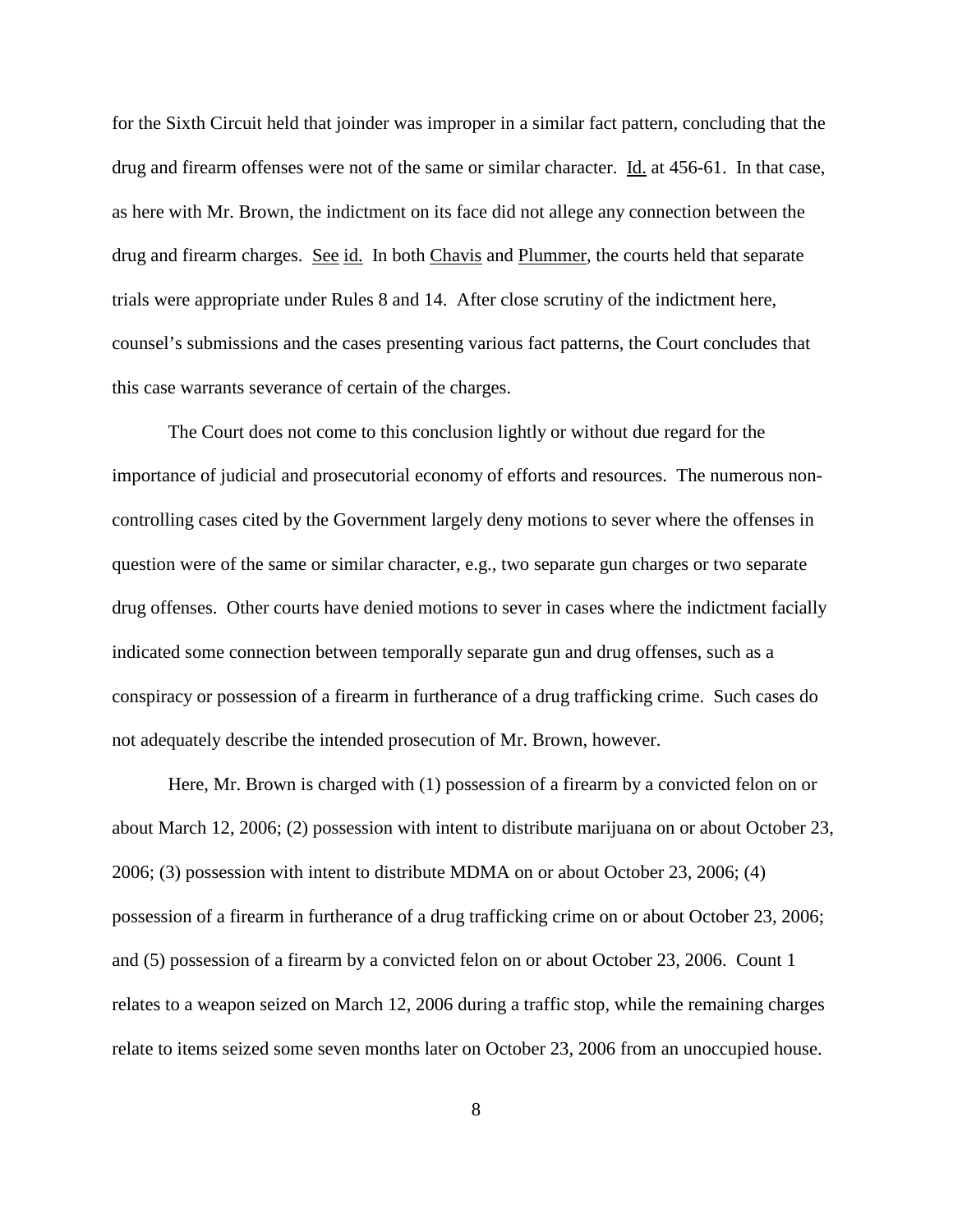for the Sixth Circuit held that joinder was improper in a similar fact pattern, concluding that the drug and firearm offenses were not of the same or similar character. Id. at 456-61. In that case, as here with Mr. Brown, the indictment on its face did not allege any connection between the drug and firearm charges. See id. In both Chavis and Plummer, the courts held that separate trials were appropriate under Rules 8 and 14. After close scrutiny of the indictment here, counsel's submissions and the cases presenting various fact patterns, the Court concludes that this case warrants severance of certain of the charges.

The Court does not come to this conclusion lightly or without due regard for the importance of judicial and prosecutorial economy of efforts and resources. The numerous non-controlling cases cited by the Government largely deny motions to sever where the offenses in question were of the same or similar character, e.g., two separate gun charges or two separate drug offenses. Other courts have denied motions to sever in cases where the indictment facially indicated some connection between temporally separate gun and drug offenses, such as a conspiracy or possession of a firearm in furtherance of a drug trafficking crime. Such cases do not adequately describe the intended prosecution of Mr. Brown, however.

Here, Mr. Brown is charged with (1) possession of a firearm by a convicted felon on or about March 12, 2006; (2) possession with intent to distribute marijuana on or about October 23, 2006; (3) possession with intent to distribute MDMA on or about October 23, 2006; (4) possession of a firearm in furtherance of a drug trafficking crime on or about October 23, 2006; and (5) possession of a firearm by a convicted felon on or about October 23, 2006. Count 1 relates to a weapon seized on March 12, 2006 during a traffic stop, while the remaining charges relate to items seized some seven months later on October 23, 2006 from an unoccupied house.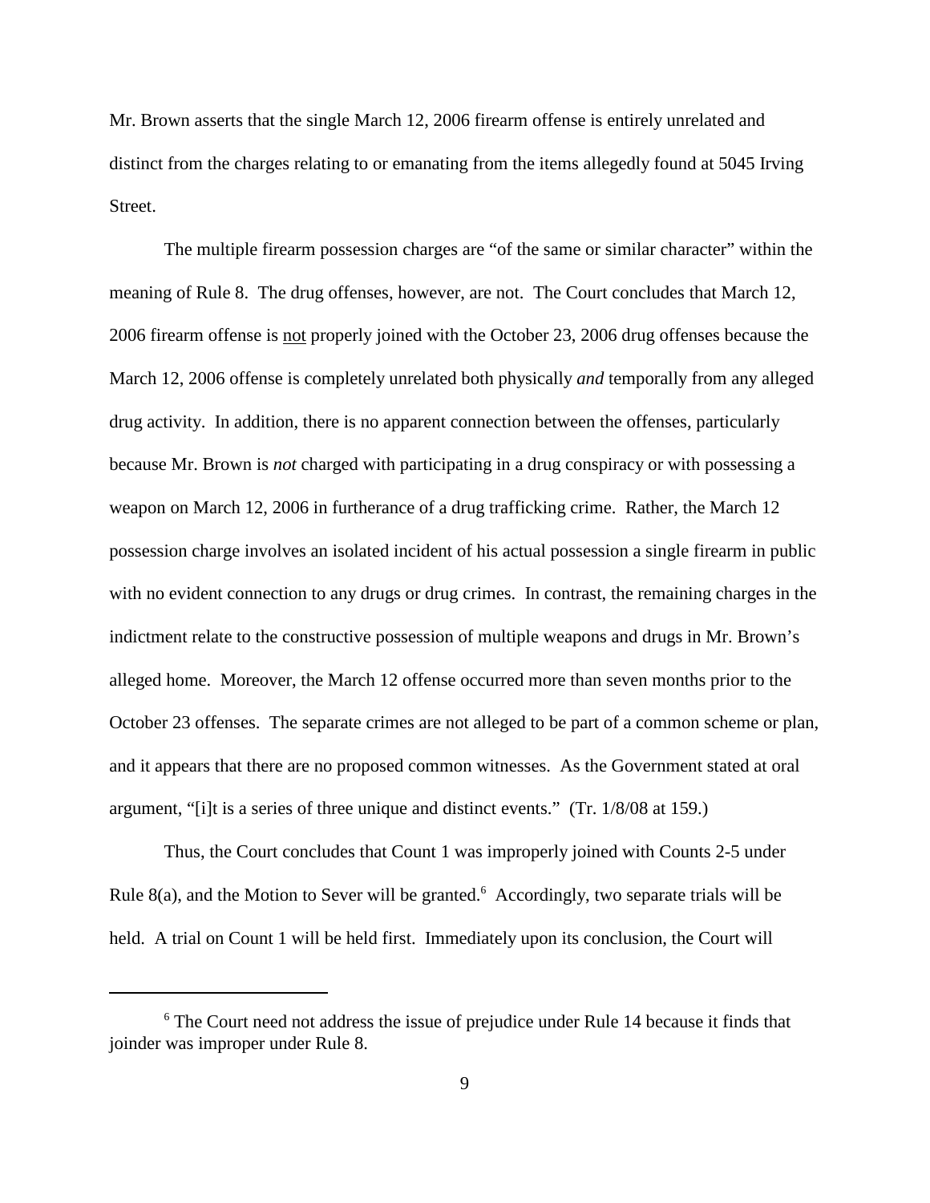Mr. Brown asserts that the single March 12, 2006 firearm offense is entirely unrelated and distinct from the charges relating to or emanating from the items allegedly found at 5045 Irving Street.

The multiple firearm possession charges are "of the same or similar character" within the meaning of Rule 8. The drug offenses, however, are not. The Court concludes that March 12, 2006 firearm offense is not properly joined with the October 23, 2006 drug offenses because the March 12, 2006 offense is completely unrelated both physically *and* temporally from any alleged drug activity. In addition, there is no apparent connection between the offenses, particularly because Mr. Brown is *not* charged with participating in a drug conspiracy or with possessing a weapon on March 12, 2006 in furtherance of a drug trafficking crime. Rather, the March 12 possession charge involves an isolated incident of his actual possession a single firearm in public with no evident connection to any drugs or drug crimes. In contrast, the remaining charges in the indictment relate to the constructive possession of multiple weapons and drugs in Mr. Brown's alleged home. Moreover, the March 12 offense occurred more than seven months prior to the October 23 offenses. The separate crimes are not alleged to be part of a common scheme or plan, and it appears that there are no proposed common witnesses. As the Government stated at oral argument, "[i]t is a series of three unique and distinct events." (Tr. 1/8/08 at 159.)

Thus, the Court concludes that Count 1 was improperly joined with Counts 2-5 under Rule 8(a), and the Motion to Sever will be granted.[6] Accordingly, two separate trials will be held. A trial on Count 1 will be held first. Immediately upon its conclusion, the Court will

---

[6] The Court need not address the issue of prejudice under Rule 14 because it finds that joinder was improper under Rule 8.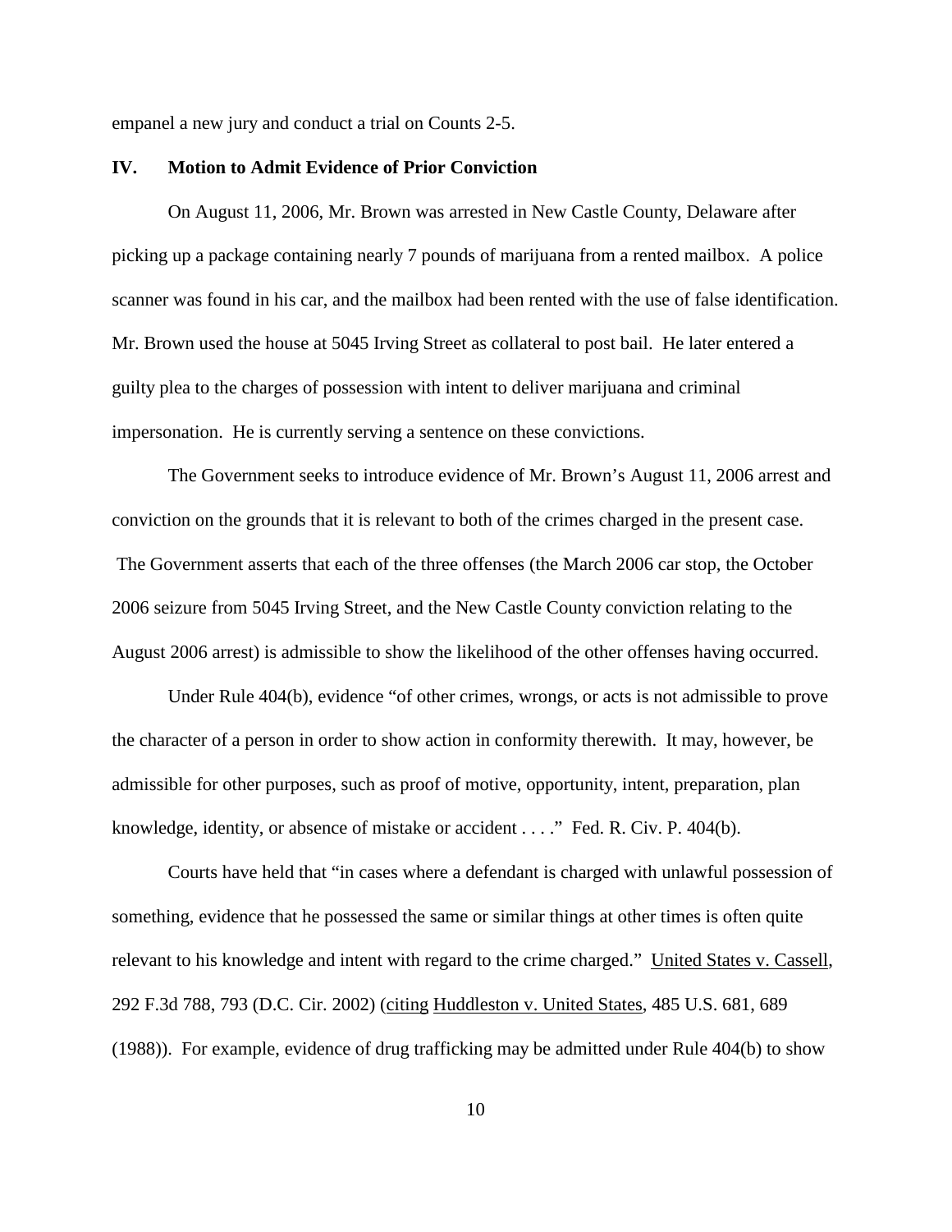empanel a new jury and conduct a trial on Counts 2-5.

## IV. Motion to Admit Evidence of Prior Conviction

On August 11, 2006, Mr. Brown was arrested in New Castle County, Delaware after picking up a package containing nearly 7 pounds of marijuana from a rented mailbox. A police scanner was found in his car, and the mailbox had been rented with the use of false identification. Mr. Brown used the house at 5045 Irving Street as collateral to post bail. He later entered a guilty plea to the charges of possession with intent to deliver marijuana and criminal impersonation. He is currently serving a sentence on these convictions.

The Government seeks to introduce evidence of Mr. Brown's August 11, 2006 arrest and conviction on the grounds that it is relevant to both of the crimes charged in the present case. The Government asserts that each of the three offenses (the March 2006 car stop, the October 2006 seizure from 5045 Irving Street, and the New Castle County conviction relating to the August 2006 arrest) is admissible to show the likelihood of the other offenses having occurred.

Under Rule 404(b), evidence "of other crimes, wrongs, or acts is not admissible to prove the character of a person in order to show action in conformity therewith. It may, however, be admissible for other purposes, such as proof of motive, opportunity, intent, preparation, plan knowledge, identity, or absence of mistake or accident . . . ." Fed. R. Civ. P. 404(b).

Courts have held that "in cases where a defendant is charged with unlawful possession of something, evidence that he possessed the same or similar things at other times is often quite relevant to his knowledge and intent with regard to the crime charged." United States v. Cassell, 292 F.3d 788, 793 (D.C. Cir. 2002) (citing Huddleston v. United States, 485 U.S. 681, 689 (1988)). For example, evidence of drug trafficking may be admitted under Rule 404(b) to show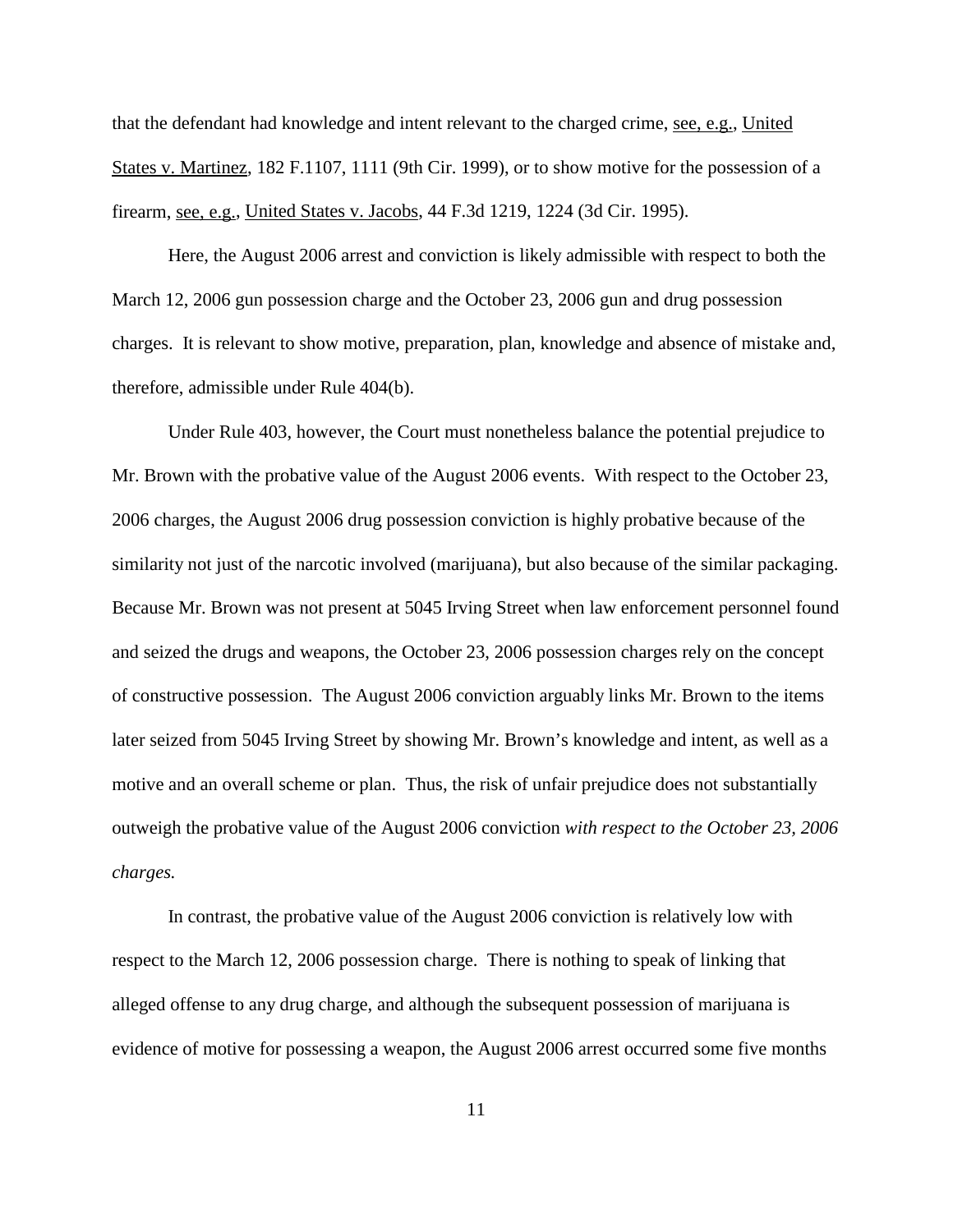that the defendant had knowledge and intent relevant to the charged crime, see, e.g., United States v. Martinez, 182 F.1107, 1111 (9th Cir. 1999), or to show motive for the possession of a firearm, see, e.g., United States v. Jacobs, 44 F.3d 1219, 1224 (3d Cir. 1995).

Here, the August 2006 arrest and conviction is likely admissible with respect to both the March 12, 2006 gun possession charge and the October 23, 2006 gun and drug possession charges. It is relevant to show motive, preparation, plan, knowledge and absence of mistake and, therefore, admissible under Rule 404(b).

Under Rule 403, however, the Court must nonetheless balance the potential prejudice to Mr. Brown with the probative value of the August 2006 events. With respect to the October 23, 2006 charges, the August 2006 drug possession conviction is highly probative because of the similarity not just of the narcotic involved (marijuana), but also because of the similar packaging. Because Mr. Brown was not present at 5045 Irving Street when law enforcement personnel found and seized the drugs and weapons, the October 23, 2006 possession charges rely on the concept of constructive possession. The August 2006 conviction arguably links Mr. Brown to the items later seized from 5045 Irving Street by showing Mr. Brown's knowledge and intent, as well as a motive and an overall scheme or plan. Thus, the risk of unfair prejudice does not substantially outweigh the probative value of the August 2006 conviction *with respect to the October 23, 2006 charges.*

In contrast, the probative value of the August 2006 conviction is relatively low with respect to the March 12, 2006 possession charge. There is nothing to speak of linking that alleged offense to any drug charge, and although the subsequent possession of marijuana is evidence of motive for possessing a weapon, the August 2006 arrest occurred some five months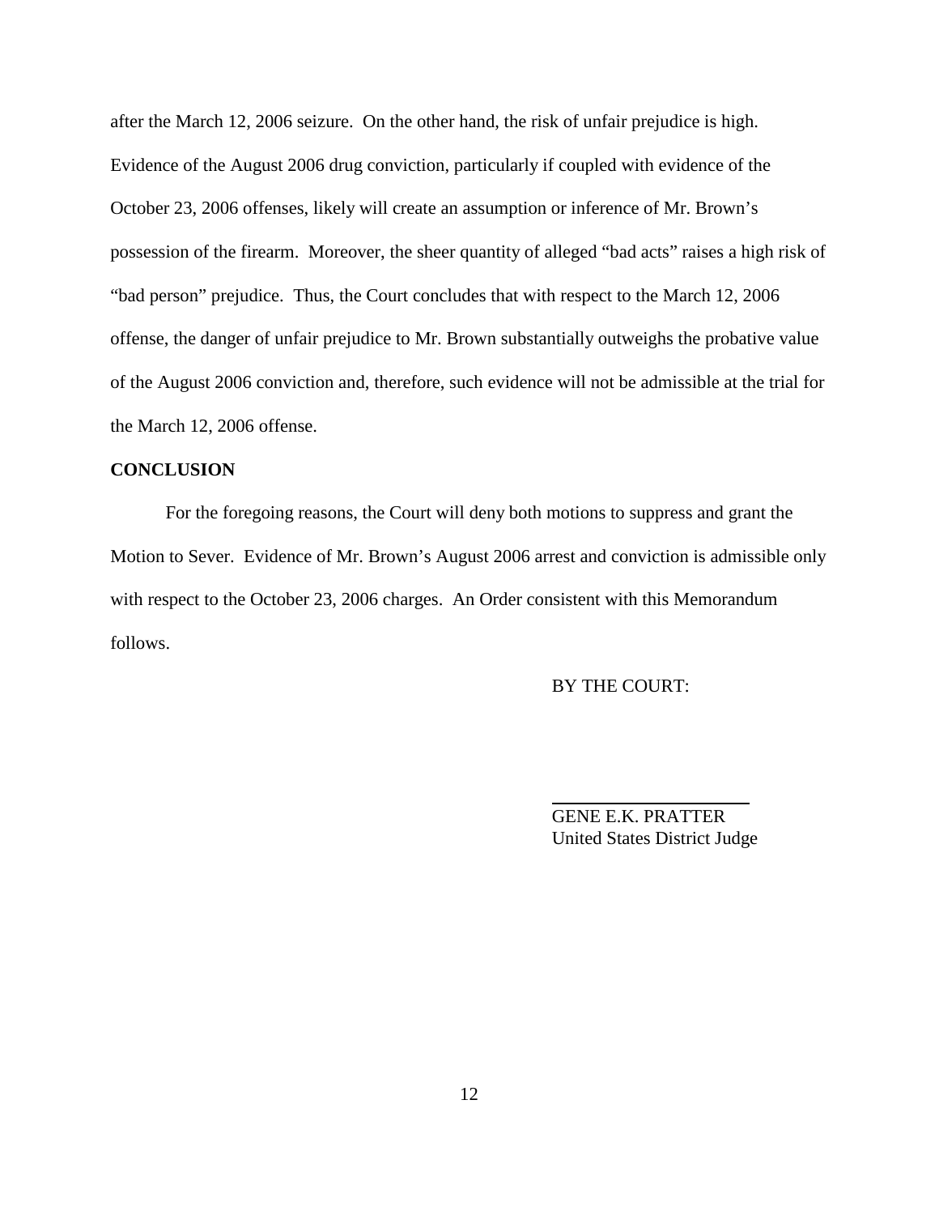after the March 12, 2006 seizure. On the other hand, the risk of unfair prejudice is high. Evidence of the August 2006 drug conviction, particularly if coupled with evidence of the October 23, 2006 offenses, likely will create an assumption or inference of Mr. Brown's possession of the firearm. Moreover, the sheer quantity of alleged "bad acts" raises a high risk of "bad person" prejudice. Thus, the Court concludes that with respect to the March 12, 2006 offense, the danger of unfair prejudice to Mr. Brown substantially outweighs the probative value of the August 2006 conviction and, therefore, such evidence will not be admissible at the trial for the March 12, 2006 offense.

**CONCLUSION**

For the foregoing reasons, the Court will deny both motions to suppress and grant the Motion to Sever. Evidence of Mr. Brown's August 2006 arrest and conviction is admissible only with respect to the October 23, 2006 charges. An Order consistent with this Memorandum follows.

BY THE COURT:

GENE E.K. PRATTER
United States District Judge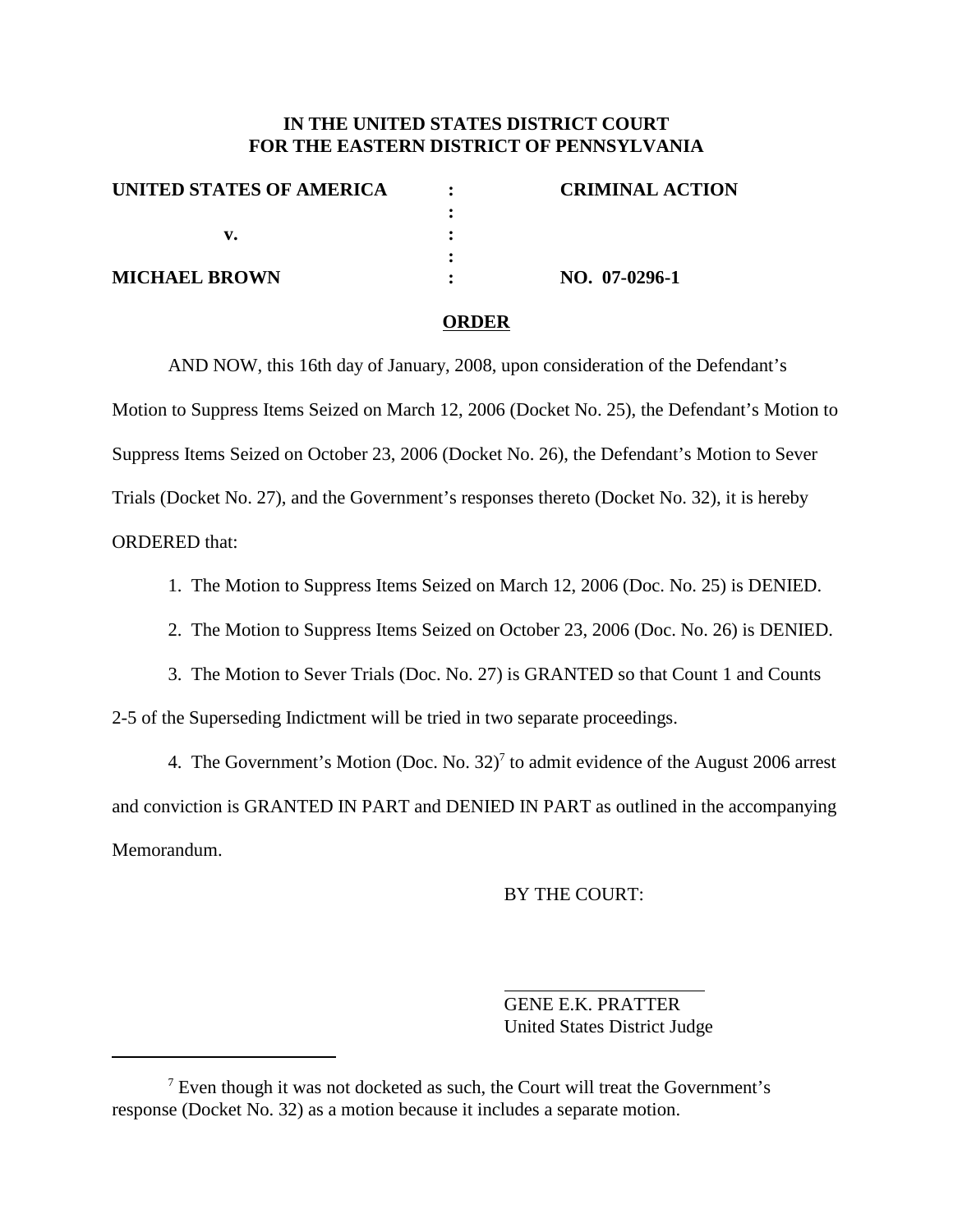**IN THE UNITED STATES DISTRICT COURT**
**FOR THE EASTERN DISTRICT OF PENNSYLVANIA**

| | | |
|---|---|---|
| **UNITED STATES OF AMERICA** | : | **CRIMINAL ACTION** |
| | : | |
| **v.** | : | |
| | : | |
| **MICHAEL BROWN** | : | **NO. 07-0296-1** |

**ORDER**

AND NOW, this 16th day of January, 2008, upon consideration of the Defendant's Motion to Suppress Items Seized on March 12, 2006 (Docket No. 25), the Defendant's Motion to Suppress Items Seized on October 23, 2006 (Docket No. 26), the Defendant's Motion to Sever Trials (Docket No. 27), and the Government's responses thereto (Docket No. 32), it is hereby ORDERED that:

1. The Motion to Suppress Items Seized on March 12, 2006 (Doc. No. 25) is DENIED.

2. The Motion to Suppress Items Seized on October 23, 2006 (Doc. No. 26) is DENIED.

3. The Motion to Sever Trials (Doc. No. 27) is GRANTED so that Count 1 and Counts 2-5 of the Superseding Indictment will be tried in two separate proceedings.

4. The Government's Motion (Doc. No. 32)[7] to admit evidence of the August 2006 arrest and conviction is GRANTED IN PART and DENIED IN PART as outlined in the accompanying Memorandum.

BY THE COURT:

GENE E.K. PRATTER
United States District Judge

[7] Even though it was not docketed as such, the Court will treat the Government's response (Docket No. 32) as a motion because it includes a separate motion.